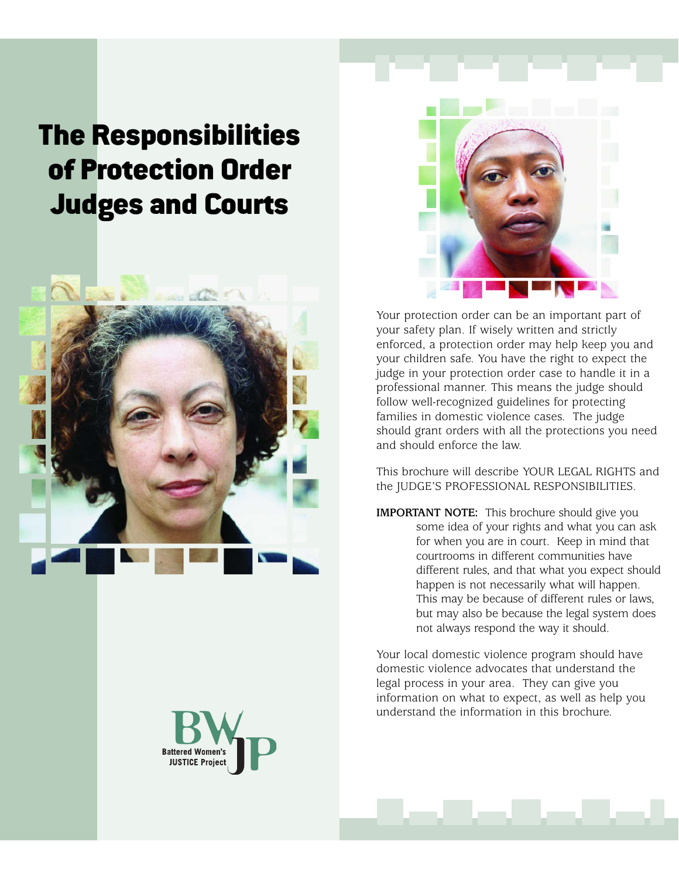# The Responsibilities of Protection Order Judges and Courts

Battered Women's JUSTICE Project

Your protection order can be an important part of your safety plan. If wisely written and strictly enforced, a protection order may help keep you and your children safe. You have the right to expect the judge in your protection order case to handle it in a professional manner. This means the judge should follow well-recognized guidelines for protecting families in domestic violence cases. The judge should grant orders with all the protections you need and should enforce the law.

This brochure will describe YOUR LEGAL RIGHTS and the JUDGE'S PROFESSIONAL RESPONSIBILITIES.

**IMPORTANT NOTE:** This brochure should give you some idea of your rights and what you can ask for when you are in court. Keep in mind that courtrooms in different communities have different rules, and that what you expect should happen is not necessarily what will happen. This may be because of different rules or laws, but may also be because the legal system does not always respond the way it should.

Your local domestic violence program should have domestic violence advocates that understand the legal process in your area. They can give you information on what to expect, as well as help you understand the information in this brochure.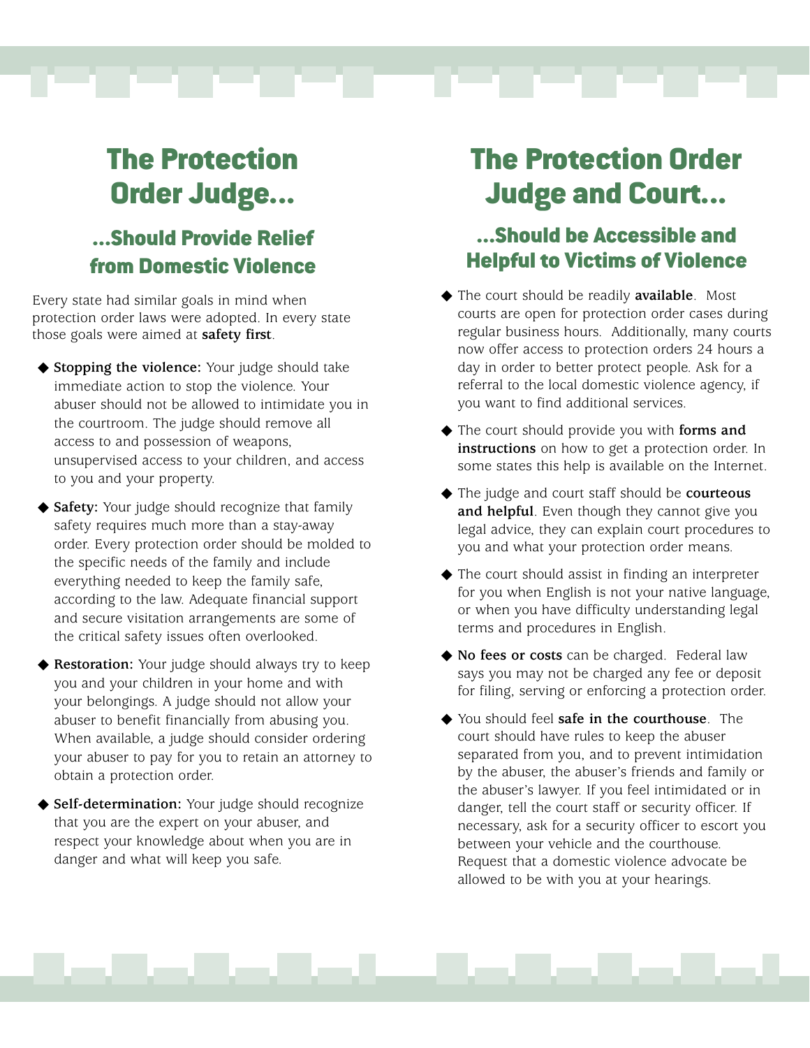# The Protection Order Judge...

## ...Should Provide Relief from Domestic Violence

Every state had similar goals in mind when protection order laws were adopted. In every state those goals were aimed at **safety first**.

- **Stopping the violence:** Your judge should take immediate action to stop the violence. Your abuser should not be allowed to intimidate you in the courtroom. The judge should remove all access to and possession of weapons, unsupervised access to your children, and access to you and your property.
- **Safety:** Your judge should recognize that family safety requires much more than a stay-away order. Every protection order should be molded to the specific needs of the family and include everything needed to keep the family safe, according to the law. Adequate financial support and secure visitation arrangements are some of the critical safety issues often overlooked.
- **Restoration:** Your judge should always try to keep you and your children in your home and with your belongings. A judge should not allow your abuser to benefit financially from abusing you. When available, a judge should consider ordering your abuser to pay for you to retain an attorney to obtain a protection order.
- **Self-determination:** Your judge should recognize that you are the expert on your abuser, and respect your knowledge about when you are in danger and what will keep you safe.

# The Protection Order Judge and Court...

## ...Should be Accessible and Helpful to Victims of Violence

- The court should be readily **available**. Most courts are open for protection order cases during regular business hours. Additionally, many courts now offer access to protection orders 24 hours a day in order to better protect people. Ask for a referral to the local domestic violence agency, if you want to find additional services.
- The court should provide you with **forms and instructions** on how to get a protection order. In some states this help is available on the Internet.
- The judge and court staff should be **courteous and helpful**. Even though they cannot give you legal advice, they can explain court procedures to you and what your protection order means.
- The court should assist in finding an interpreter for you when English is not your native language, or when you have difficulty understanding legal terms and procedures in English.
- **No fees or costs** can be charged. Federal law says you may not be charged any fee or deposit for filing, serving or enforcing a protection order.
- You should feel **safe in the courthouse**. The court should have rules to keep the abuser separated from you, and to prevent intimidation by the abuser, the abuser's friends and family or the abuser's lawyer. If you feel intimidated or in danger, tell the court staff or security officer. If necessary, ask for a security officer to escort you between your vehicle and the courthouse. Request that a domestic violence advocate be allowed to be with you at your hearings.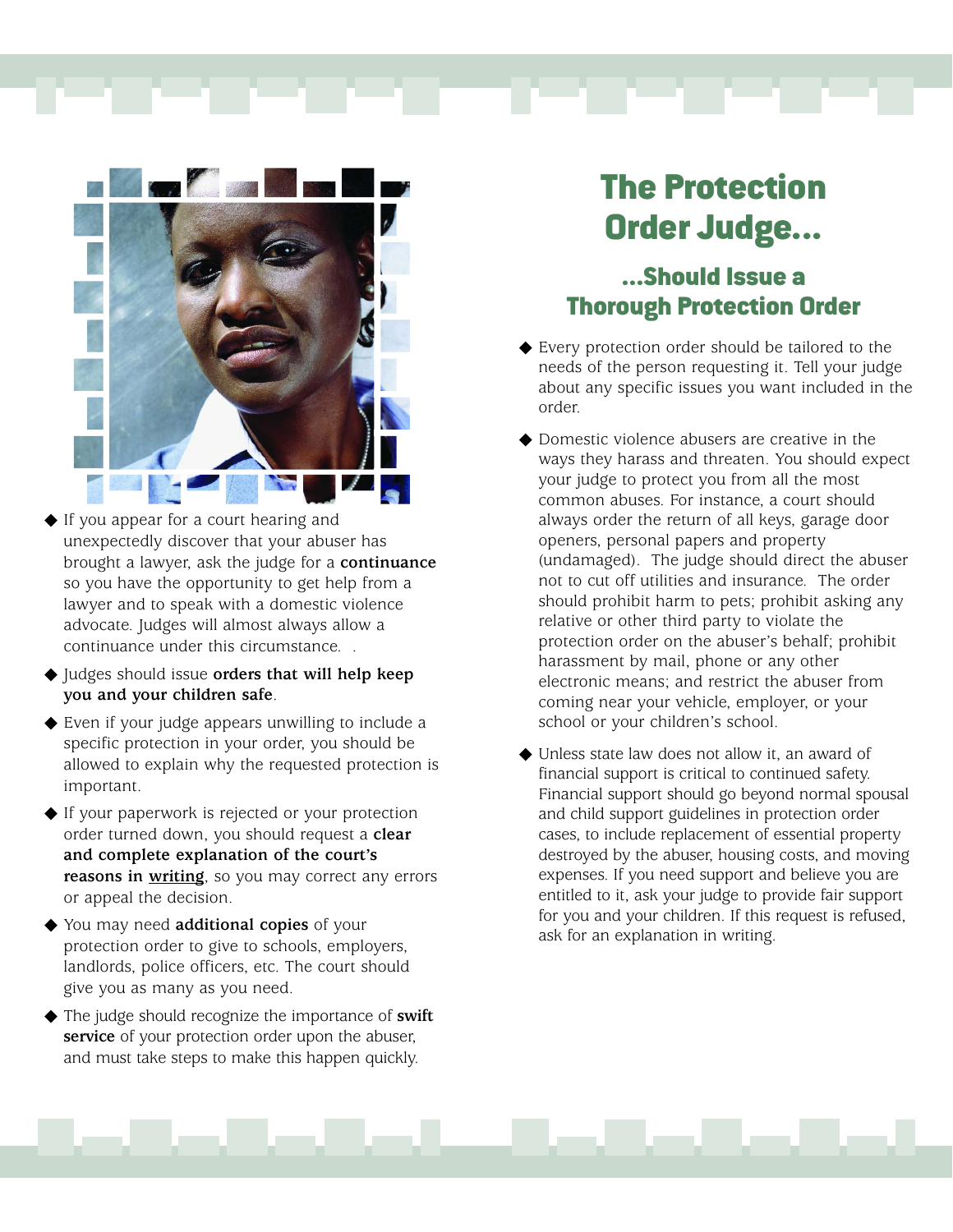- If you appear for a court hearing and unexpectedly discover that your abuser has brought a lawyer, ask the judge for a **continuance** so you have the opportunity to get help from a lawyer and to speak with a domestic violence advocate. Judges will almost always allow a continuance under this circumstance.
- Judges should issue **orders that will help keep you and your children safe**.
- Even if your judge appears unwilling to include a specific protection in your order, you should be allowed to explain why the requested protection is important.
- If your paperwork is rejected or your protection order turned down, you should request a **clear and complete explanation of the court's reasons in <u>writing</u>**, so you may correct any errors or appeal the decision.
- You may need **additional copies** of your protection order to give to schools, employers, landlords, police officers, etc. The court should give you as many as you need.
- The judge should recognize the importance of **swift service** of your protection order upon the abuser, and must take steps to make this happen quickly.

# The Protection Order Judge...

## ...Should Issue a Thorough Protection Order

- Every protection order should be tailored to the needs of the person requesting it. Tell your judge about any specific issues you want included in the order.
- Domestic violence abusers are creative in the ways they harass and threaten. You should expect your judge to protect you from all the most common abuses. For instance, a court should always order the return of all keys, garage door openers, personal papers and property (undamaged). The judge should direct the abuser not to cut off utilities and insurance. The order should prohibit harm to pets; prohibit asking any relative or other third party to violate the protection order on the abuser's behalf; prohibit harassment by mail, phone or any other electronic means; and restrict the abuser from coming near your vehicle, employer, or your school or your children's school.
- Unless state law does not allow it, an award of financial support is critical to continued safety. Financial support should go beyond normal spousal and child support guidelines in protection order cases, to include replacement of essential property destroyed by the abuser, housing costs, and moving expenses. If you need support and believe you are entitled to it, ask your judge to provide fair support for you and your children. If this request is refused, ask for an explanation in writing.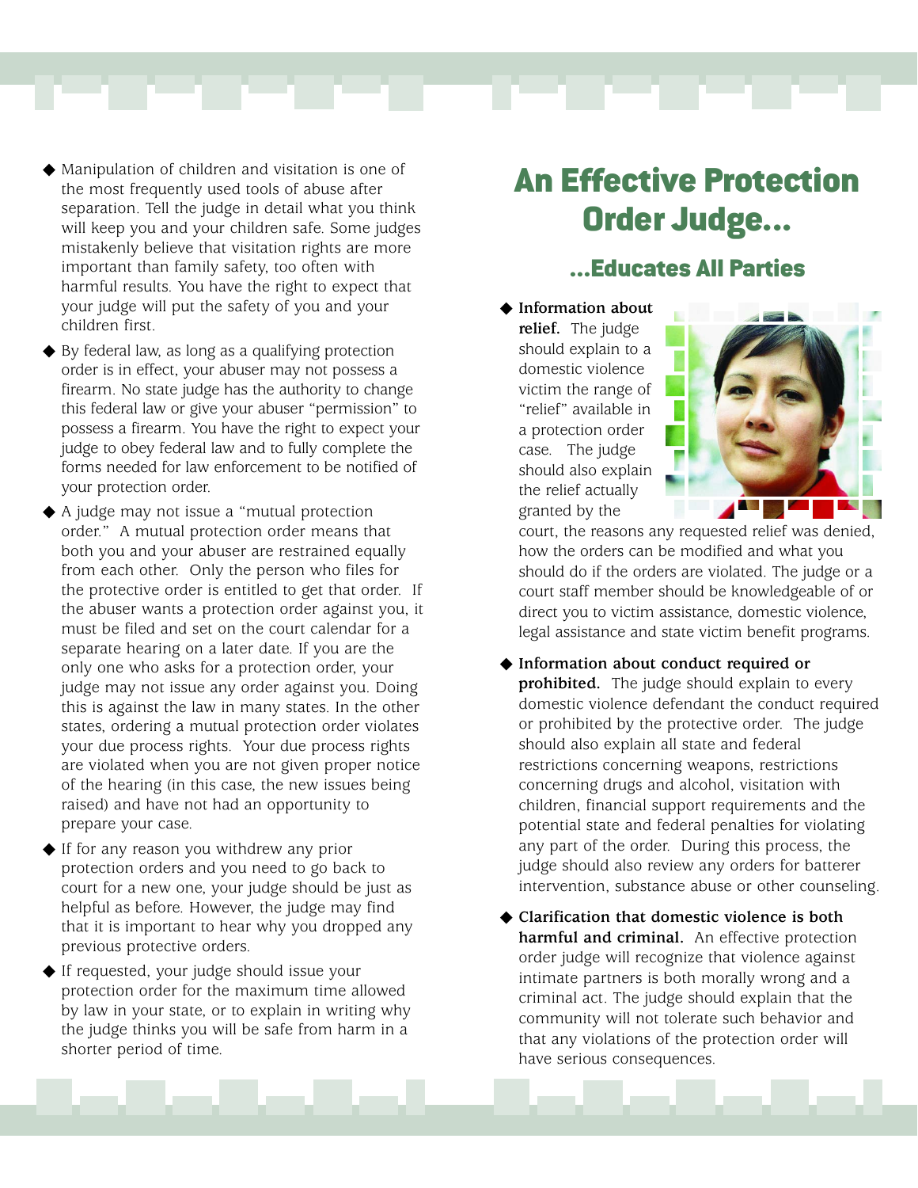- Manipulation of children and visitation is one of the most frequently used tools of abuse after separation. Tell the judge in detail what you think will keep you and your children safe. Some judges mistakenly believe that visitation rights are more important than family safety, too often with harmful results. You have the right to expect that your judge will put the safety of you and your children first.
- By federal law, as long as a qualifying protection order is in effect, your abuser may not possess a firearm. No state judge has the authority to change this federal law or give your abuser "permission" to possess a firearm. You have the right to expect your judge to obey federal law and to fully complete the forms needed for law enforcement to be notified of your protection order.
- A judge may not issue a "mutual protection order." A mutual protection order means that both you and your abuser are restrained equally from each other. Only the person who files for the protective order is entitled to get that order. If the abuser wants a protection order against you, it must be filed and set on the court calendar for a separate hearing on a later date. If you are the only one who asks for a protection order, your judge may not issue any order against you. Doing this is against the law in many states. In the other states, ordering a mutual protection order violates your due process rights. Your due process rights are violated when you are not given proper notice of the hearing (in this case, the new issues being raised) and have not had an opportunity to prepare your case.
- If for any reason you withdraw any prior protection orders and you need to go back to court for a new one, your judge should be just as helpful as before. However, the judge may find that it is important to hear why you dropped any previous protective orders.
- If requested, your judge should issue your protection order for the maximum time allowed by law in your state, or to explain in writing why the judge thinks you will be safe from harm in a shorter period of time.

# An Effective Protection Order Judge...

## ...Educates All Parties

- **Information about relief.** The judge should explain to a domestic violence victim the range of "relief" available in a protection order case. The judge should also explain the relief actually granted by the court, the reasons any requested relief was denied, how the orders can be modified and what you should do if the orders are violated. The judge or a court staff member should be knowledgeable of or direct you to victim assistance, domestic violence, legal assistance and state victim benefit programs.
- **Information about conduct required or prohibited.** The judge should explain to every domestic violence defendant the conduct required or prohibited by the protective order. The judge should also explain all state and federal restrictions concerning weapons, restrictions concerning drugs and alcohol, visitation with children, financial support requirements and the potential state and federal penalties for violating any part of the order. During this process, the judge should also review any orders for batterer intervention, substance abuse or other counseling.
- **Clarification that domestic violence is both harmful and criminal.** An effective protection order judge will recognize that violence against intimate partners is both morally wrong and a criminal act. The judge should explain that the community will not tolerate such behavior and that any violations of the protection order will have serious consequences.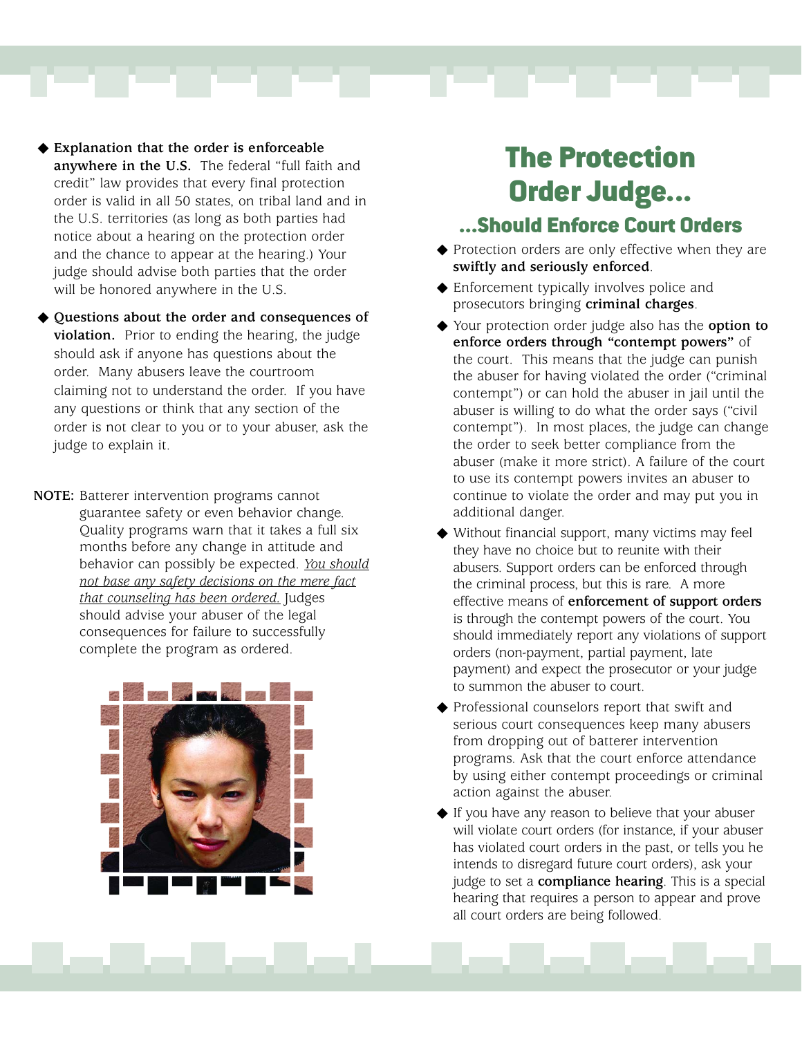- **Explanation that the order is enforceable anywhere in the U.S.** The federal "full faith and credit" law provides that every final protection order is valid in all 50 states, on tribal land and in the U.S. territories (as long as both parties had notice about a hearing on the protection order and the chance to appear at the hearing.) Your judge should advise both parties that the order will be honored anywhere in the U.S.

- **Questions about the order and consequences of violation.** Prior to ending the hearing, the judge should ask if anyone has questions about the order. Many abusers leave the courtroom claiming not to understand the order. If you have any questions or think that any section of the order is not clear to you or to your abuser, ask the judge to explain it.

**NOTE:** Batterer intervention programs cannot guarantee safety or even behavior change. Quality programs warn that it takes a full six months before any change in attitude and behavior can possibly be expected. _You should not base any safety decisions on the mere fact that counseling has been ordered._ Judges should advise your abuser of the legal consequences for failure to successfully complete the program as ordered.

# The Protection Order Judge...

## ...Should Enforce Court Orders

- Protection orders are only effective when they are **swiftly and seriously enforced**.
- Enforcement typically involves police and prosecutors bringing **criminal charges**.
- Your protection order judge also has the **option to enforce orders through "contempt powers"** of the court. This means that the judge can punish the abuser for having violated the order ("criminal contempt") or can hold the abuser in jail until the abuser is willing to do what the order says ("civil contempt"). In most places, the judge can change the order to seek better compliance from the abuser (make it more strict). A failure of the court to use its contempt powers invites an abuser to continue to violate the order and may put you in additional danger.
- Without financial support, many victims may feel they have no choice but to reunite with their abusers. Support orders can be enforced through the criminal process, but this is rare. A more effective means of **enforcement of support orders** is through the contempt powers of the court. You should immediately report any violations of support orders (non-payment, partial payment, late payment) and expect the prosecutor or your judge to summon the abuser to court.
- Professional counselors report that swift and serious court consequences keep many abusers from dropping out of batterer intervention programs. Ask that the court enforce attendance by using either contempt proceedings or criminal action against the abuser.
- If you have any reason to believe that your abuser will violate court orders (for instance, if your abuser has violated court orders in the past, or tells you he intends to disregard future court orders), ask your judge to set a **compliance hearing**. This is a special hearing that requires a person to appear and prove all court orders are being followed.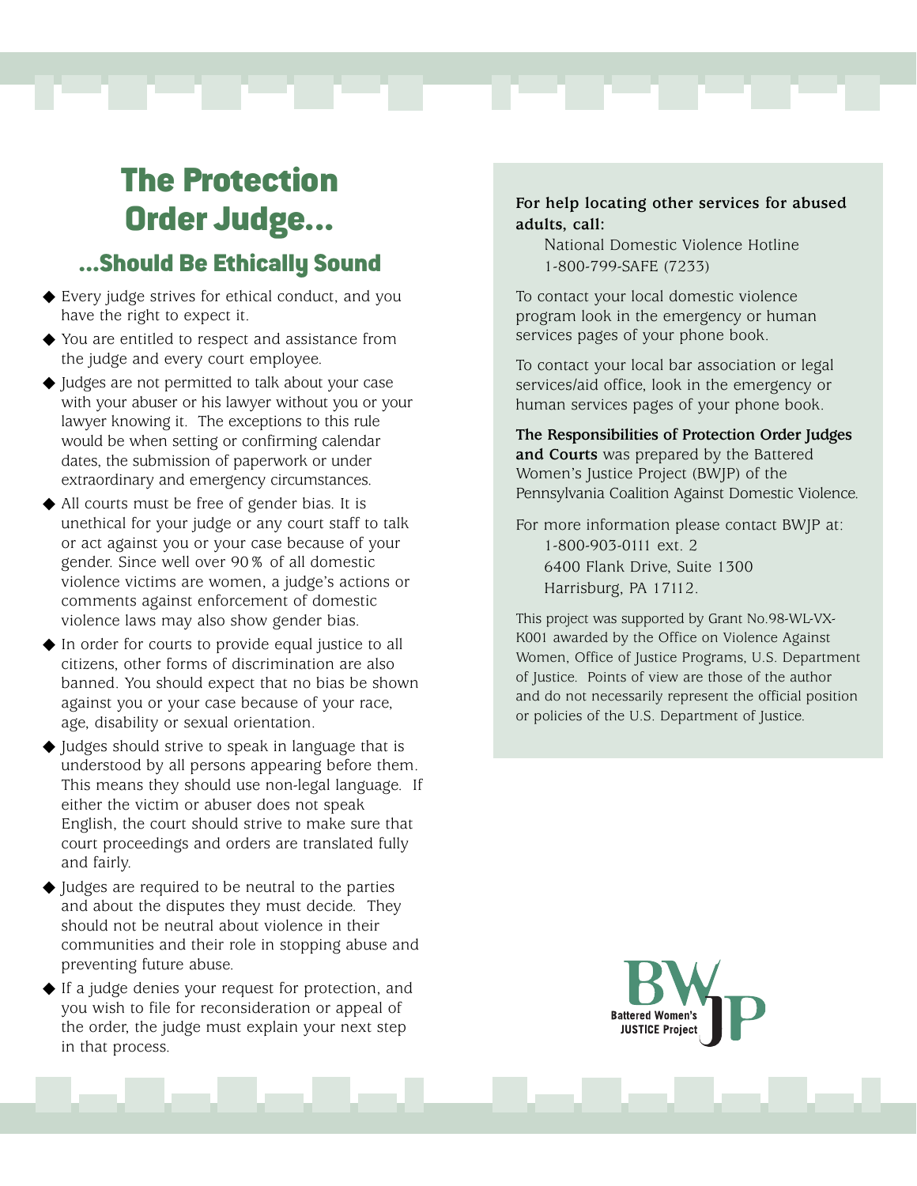# The Protection Order Judge...

## ...Should Be Ethically Sound

- Every judge strives for ethical conduct, and you have the right to expect it.
- You are entitled to respect and assistance from the judge and every court employee.
- Judges are not permitted to talk about your case with your abuser or his lawyer without you or your lawyer knowing it. The exceptions to this rule would be when setting or confirming calendar dates, the submission of paperwork or under extraordinary and emergency circumstances.
- All courts must be free of gender bias. It is unethical for your judge or any court staff to talk or act against you or your case because of your gender. Since well over 90% of all domestic violence victims are women, a judge's actions or comments against enforcement of domestic violence laws may also show gender bias.
- In order for courts to provide equal justice to all citizens, other forms of discrimination are also banned. You should expect that no bias be shown against you or your case because of your race, age, disability or sexual orientation.
- Judges should strive to speak in language that is understood by all persons appearing before them. This means they should use non-legal language. If either the victim or abuser does not speak English, the court should strive to make sure that court proceedings and orders are translated fully and fairly.
- Judges are required to be neutral to the parties and about the disputes they must decide. They should not be neutral about violence in their communities and their role in stopping abuse and preventing future abuse.
- If a judge denies your request for protection, and you wish to file for reconsideration or appeal of the order, the judge must explain your next step in that process.

**For help locating other services for abused adults, call:**

National Domestic Violence Hotline
1-800-799-SAFE (7233)

To contact your local domestic violence program look in the emergency or human services pages of your phone book.

To contact your local bar association or legal services/aid office, look in the emergency or human services pages of your phone book.

**The Responsibilities of Protection Order Judges and Courts** was prepared by the Battered Women's Justice Project (BWJP) of the Pennsylvania Coalition Against Domestic Violence.

For more information please contact BWJP at:

1-800-903-0111 ext. 2
6400 Flank Drive, Suite 1300
Harrisburg, PA 17112.

This project was supported by Grant No.98-WL-VX-K001 awarded by the Office on Violence Against Women, Office of Justice Programs, U.S. Department of Justice. Points of view are those of the author and do not necessarily represent the official position or policies of the U.S. Department of Justice.

BWJP
Battered Women's JUSTICE Project